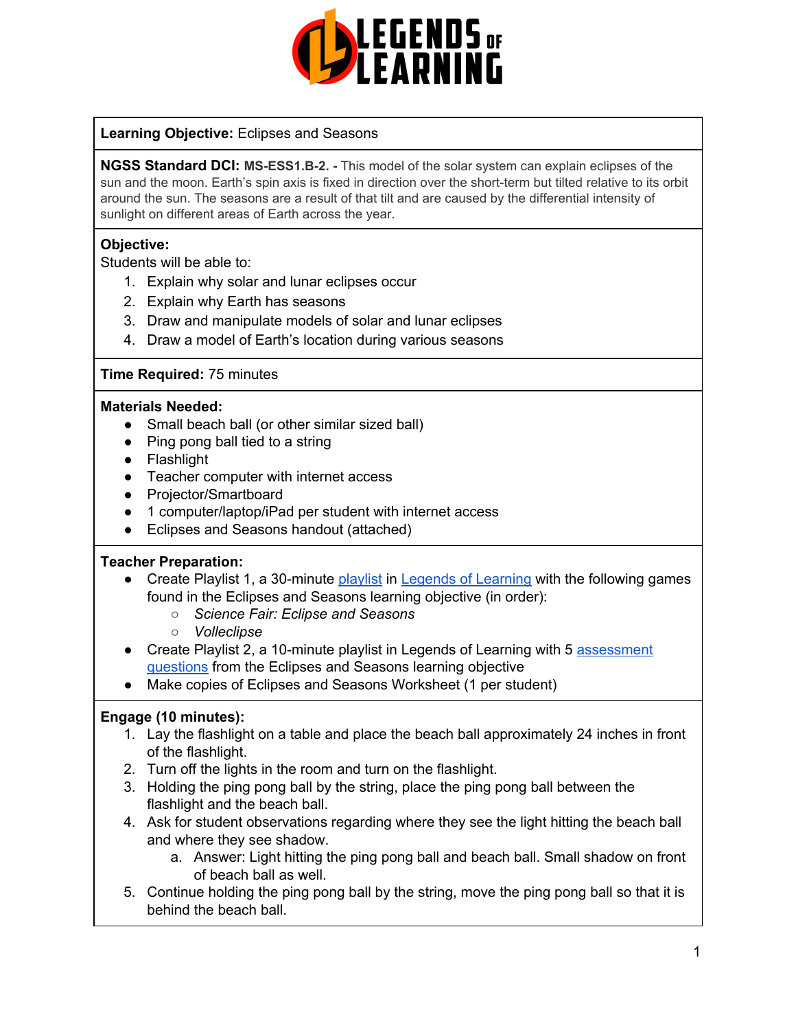**Learning Objective:** Eclipses and Seasons

**NGSS Standard DCI:** **MS-ESS1.B-2. -** This model of the solar system can explain eclipses of the sun and the moon. Earth's spin axis is fixed in direction over the short-term but tilted relative to its orbit around the sun. The seasons are a result of that tilt and are caused by the differential intensity of sunlight on different areas of Earth across the year.

**Objective:**
Students will be able to:

1. Explain why solar and lunar eclipses occur
2. Explain why Earth has seasons
3. Draw and manipulate models of solar and lunar eclipses
4. Draw a model of Earth's location during various seasons

**Time Required:** 75 minutes

**Materials Needed:**

- Small beach ball (or other similar sized ball)
- Ping pong ball tied to a string
- Flashlight
- Teacher computer with internet access
- Projector/Smartboard
- 1 computer/laptop/iPad per student with internet access
- Eclipses and Seasons handout (attached)

**Teacher Preparation:**

- Create Playlist 1, a 30-minute playlist in Legends of Learning with the following games found in the Eclipses and Seasons learning objective (in order):
    - *Science Fair: Eclipse and Seasons*
    - *Volleclipse*
- Create Playlist 2, a 10-minute playlist in Legends of Learning with 5 assessment questions from the Eclipses and Seasons learning objective
- Make copies of Eclipses and Seasons Worksheet (1 per student)

**Engage (10 minutes):**

1. Lay the flashlight on a table and place the beach ball approximately 24 inches in front of the flashlight.
2. Turn off the lights in the room and turn on the flashlight.
3. Holding the ping pong ball by the string, place the ping pong ball between the flashlight and the beach ball.
4. Ask for student observations regarding where they see the light hitting the beach ball and where they see shadow.
    a. Answer: Light hitting the ping pong ball and beach ball. Small shadow on front of beach ball as well.
5. Continue holding the ping pong ball by the string, move the ping pong ball so that it is behind the beach ball.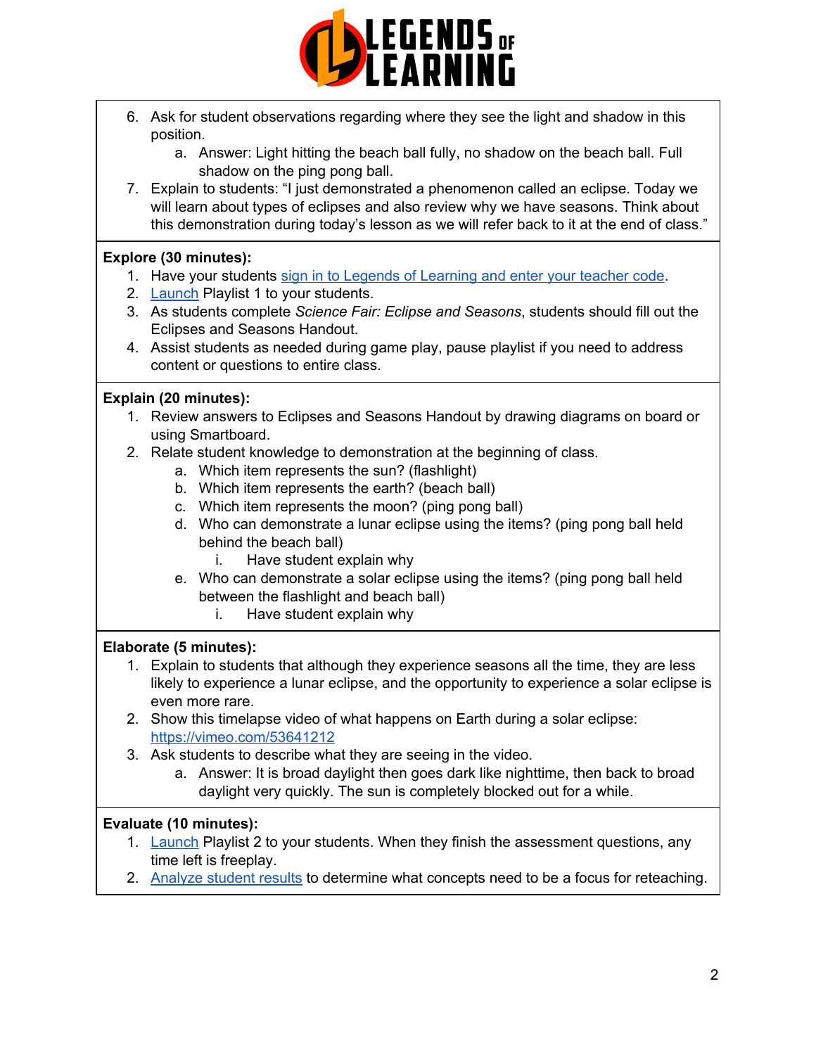6. Ask for student observations regarding where they see the light and shadow in this position.
    a. Answer: Light hitting the beach ball fully, no shadow on the beach ball. Full shadow on the ping pong ball.
7. Explain to students: "I just demonstrated a phenomenon called an eclipse. Today we will learn about types of eclipses and also review why we have seasons. Think about this demonstration during today's lesson as we will refer back to it at the end of class."

**Explore (30 minutes):**

1. Have your students sign in to Legends of Learning and enter your teacher code.
2. Launch Playlist 1 to your students.
3. As students complete *Science Fair: Eclipse and Seasons*, students should fill out the Eclipses and Seasons Handout.
4. Assist students as needed during game play, pause playlist if you need to address content or questions to entire class.

**Explain (20 minutes):**

1. Review answers to Eclipses and Seasons Handout by drawing diagrams on board or using Smartboard.
2. Relate student knowledge to demonstration at the beginning of class.
    a. Which item represents the sun? (flashlight)
    b. Which item represents the earth? (beach ball)
    c. Which item represents the moon? (ping pong ball)
    d. Who can demonstrate a lunar eclipse using the items? (ping pong ball held behind the beach ball)
        i. Have student explain why
    e. Who can demonstrate a solar eclipse using the items? (ping pong ball held between the flashlight and beach ball)
        i. Have student explain why

**Elaborate (5 minutes):**

1. Explain to students that although they experience seasons all the time, they are less likely to experience a lunar eclipse, and the opportunity to experience a solar eclipse is even more rare.
2. Show this timelapse video of what happens on Earth during a solar eclipse: https://vimeo.com/53641212
3. Ask students to describe what they are seeing in the video.
    a. Answer: It is broad daylight then goes dark like nighttime, then back to broad daylight very quickly. The sun is completely blocked out for a while.

**Evaluate (10 minutes):**

1. Launch Playlist 2 to your students. When they finish the assessment questions, any time left is freeplay.
2. Analyze student results to determine what concepts need to be a focus for reteaching.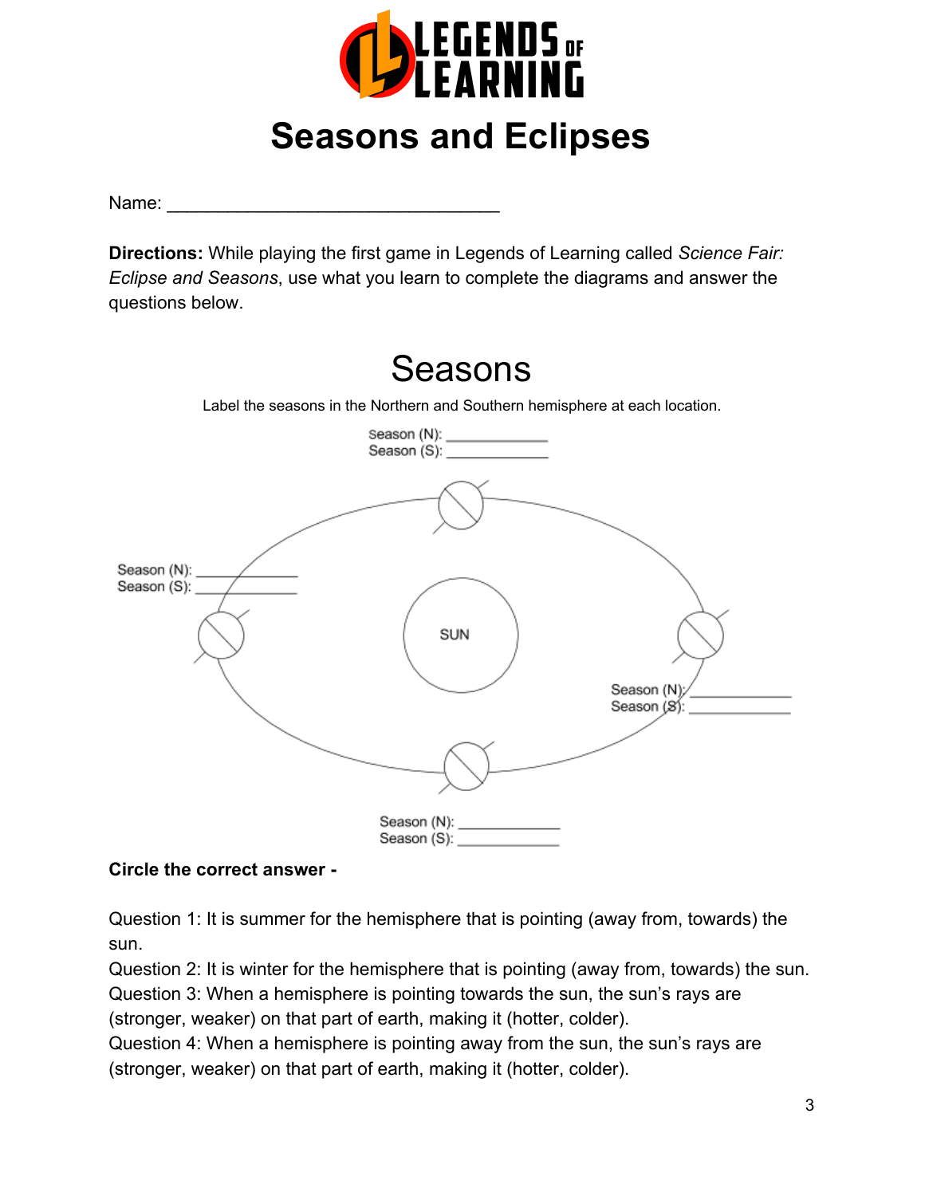# Seasons and Eclipses

Name: ________________________________

**Directions:** While playing the first game in Legends of Learning called *Science Fair: Eclipse and Seasons*, use what you learn to complete the diagrams and answer the questions below.

## Seasons

Label the seasons in the Northern and Southern hemisphere at each location.

Season (N): ___________
Season (S): ___________

Season (N): ___________
Season (S): ___________

SUN

Season (N): ___________
Season (S): ___________

Season (N): ___________
Season (S): ___________

**Circle the correct answer -**

Question 1: It is summer for the hemisphere that is pointing (away from, towards) the sun.
Question 2: It is winter for the hemisphere that is pointing (away from, towards) the sun.
Question 3: When a hemisphere is pointing towards the sun, the sun's rays are (stronger, weaker) on that part of earth, making it (hotter, colder).
Question 4: When a hemisphere is pointing away from the sun, the sun's rays are (stronger, weaker) on that part of earth, making it (hotter, colder).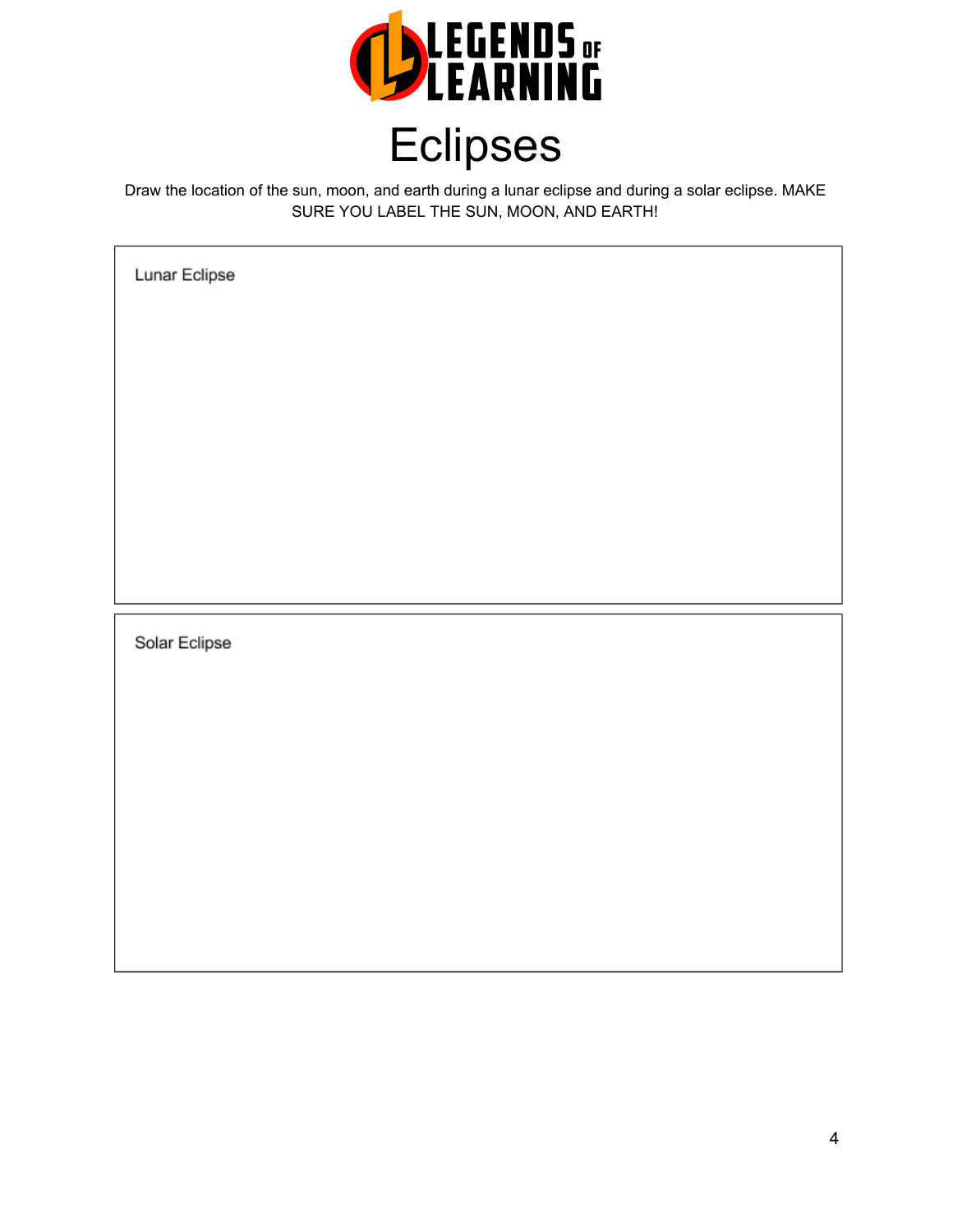LEGENDS OF LEARNING

# Eclipses

Draw the location of the sun, moon, and earth during a lunar eclipse and during a solar eclipse. MAKE SURE YOU LABEL THE SUN, MOON, AND EARTH!

Lunar Eclipse

Solar Eclipse